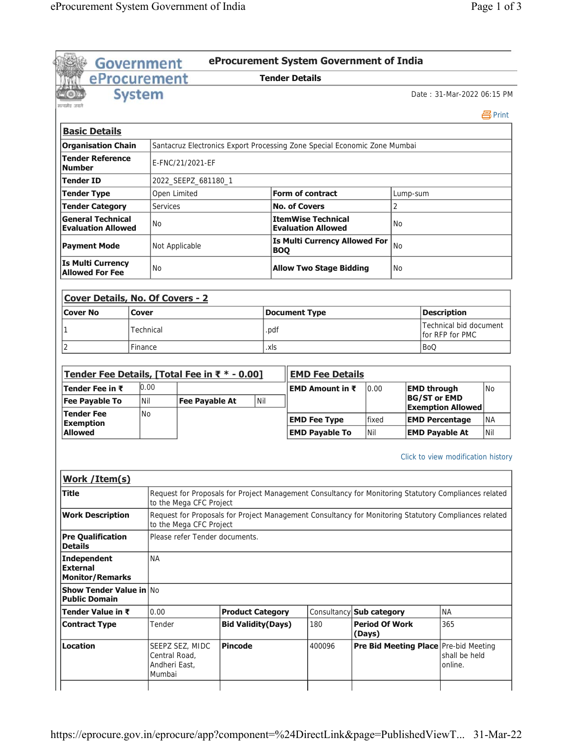# eProcurement System Government of India

## Tender Details

Date : 31-Mar-2022 06:15 PM

Print

### Basic Details

| | | | |
|---|---|---|---|
| **Organisation Chain** | Santacruz Electronics Export Processing Zone Special Economic Zone Mumbai | | |
| **Tender Reference Number** | E-FNC/21/2021-EF | | |
| **Tender ID** | 2022_SEEPZ_681180_1 | | |
| **Tender Type** | Open Limited | **Form of contract** | Lump-sum |
| **Tender Category** | Services | **No. of Covers** | 2 |
| **General Technical Evaluation Allowed** | No | **ItemWise Technical Evaluation Allowed** | No |
| **Payment Mode** | Not Applicable | **Is Multi Currency Allowed For BOQ** | No |
| **Is Multi Currency Allowed For Fee** | No | **Allow Two Stage Bidding** | No |

### Cover Details, No. Of Covers - 2

| Cover No | Cover | Document Type | Description |
|---|---|---|---|
| 1 | Technical | .pdf | Technical bid document for RFP for PMC |
| 2 | Finance | .xls | BoQ |

### Tender Fee Details, [Total Fee in ₹ * - 0.00]

| | | | |
|---|---|---|---|
| **Tender Fee in ₹** | 0.00 | | |
| **Fee Payable To** | Nil | **Fee Payable At** | Nil |
| **Tender Fee Exemption Allowed** | No | | |

### EMD Fee Details

| | | | |
|---|---|---|---|
| **EMD Amount in ₹** | 0.00 | **EMD through BG/ST or EMD Exemption Allowed** | No |
| **EMD Fee Type** | fixed | **EMD Percentage** | NA |
| **EMD Payable To** | Nil | **EMD Payable At** | Nil |

Click to view modification history

### Work /Item(s)

| | | | | | |
|---|---|---|---|---|---|
| **Title** | Request for Proposals for Project Management Consultancy for Monitoring Statutory Compliances related to the Mega CFC Project | | | | |
| **Work Description** | Request for Proposals for Project Management Consultancy for Monitoring Statutory Compliances related to the Mega CFC Project | | | | |
| **Pre Qualification Details** | Please refer Tender documents. | | | | |
| **Independent External Monitor/Remarks** | NA | | | | |
| **Show Tender Value in Public Domain** | No | | | | |
| **Tender Value in ₹** | 0.00 | **Product Category** | Consultancy | **Sub category** | NA |
| **Contract Type** | Tender | **Bid Validity(Days)** | 180 | **Period Of Work (Days)** | 365 |
| **Location** | SEEPZ SEZ, MIDC Central Road, Andheri East, Mumbai | **Pincode** | 400096 | **Pre Bid Meeting Place** | Pre-bid Meeting shall be held online. |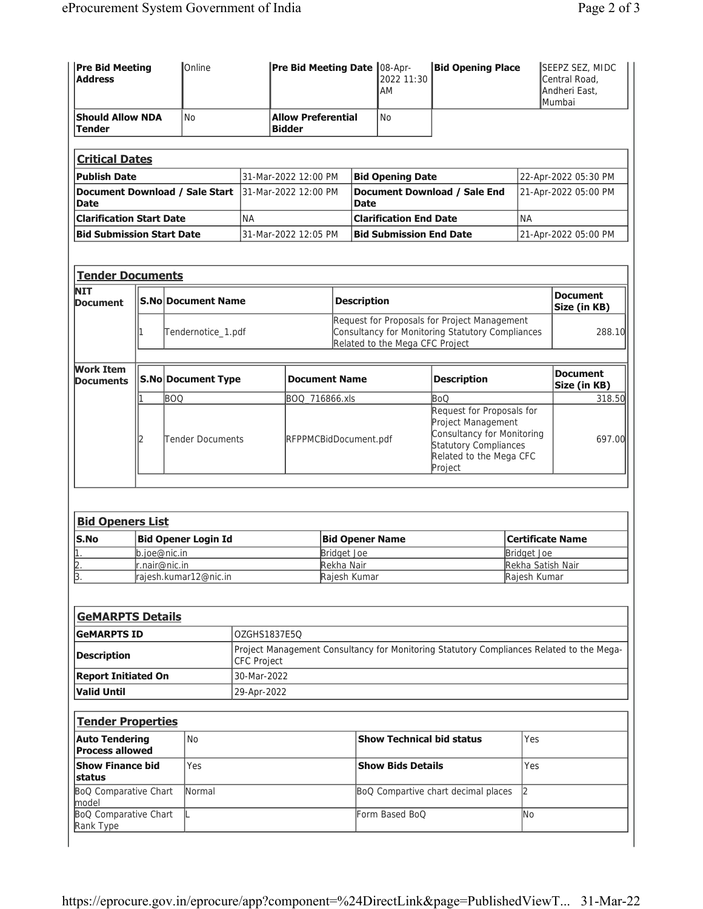| Pre Bid Meeting Address | Online | Pre Bid Meeting Date | 08-Apr-2022 11:30 AM | Bid Opening Place | SEEPZ SEZ, MIDC Central Road, Andheri East, Mumbai |
|---|---|---|---|---|---|
| Should Allow NDA Tender | No | Allow Preferential Bidder | No | | |

## Critical Dates

| Publish Date | 31-Mar-2022 12:00 PM | Bid Opening Date | 22-Apr-2022 05:30 PM |
|---|---|---|---|
| Document Download / Sale Start Date | 31-Mar-2022 12:00 PM | Document Download / Sale End Date | 21-Apr-2022 05:00 PM |
| Clarification Start Date | NA | Clarification End Date | NA |
| Bid Submission Start Date | 31-Mar-2022 12:05 PM | Bid Submission End Date | 21-Apr-2022 05:00 PM |

## Tender Documents

**NIT Document**

| S.No | Document Name | Description | Document Size (in KB) |
|---|---|---|---|
| 1 | Tendernotice_1.pdf | Request for Proposals for Project Management Consultancy for Monitoring Statutory Compliances Related to the Mega CFC Project | 288.10 |

**Work Item Documents**

| S.No | Document Type | Document Name | Description | Document Size (in KB) |
|---|---|---|---|---|
| 1 | BOQ | BOQ_716866.xls | BoQ | 318.50 |
| 2 | Tender Documents | RFPPMCBidDocument.pdf | Request for Proposals for Project Management Consultancy for Monitoring Statutory Compliances Related to the Mega CFC Project | 697.00 |

## Bid Openers List

| S.No | Bid Opener Login Id | Bid Opener Name | Certificate Name |
|---|---|---|---|
| 1. | b.joe@nic.in | Bridget Joe | Bridget Joe |
| 2. | r.nair@nic.in | Rekha Nair | Rekha Satish Nair |
| 3. | rajesh.kumar12@nic.in | Rajesh Kumar | Rajesh Kumar |

## GeMARPTS Details

| GeMARPTS ID | OZGHS1837E5Q |
|---|---|
| Description | Project Management Consultancy for Monitoring Statutory Compliances Related to the Mega-CFC Project |
| Report Initiated On | 30-Mar-2022 |
| Valid Until | 29-Apr-2022 |

## Tender Properties

| Auto Tendering Process allowed | No | Show Technical bid status | Yes |
|---|---|---|---|
| Show Finance bid status | Yes | Show Bids Details | Yes |
| BoQ Comparative Chart model | Normal | BoQ Compartive chart decimal places | 2 |
| BoQ Comparative Chart Rank Type | L | Form Based BoQ | No |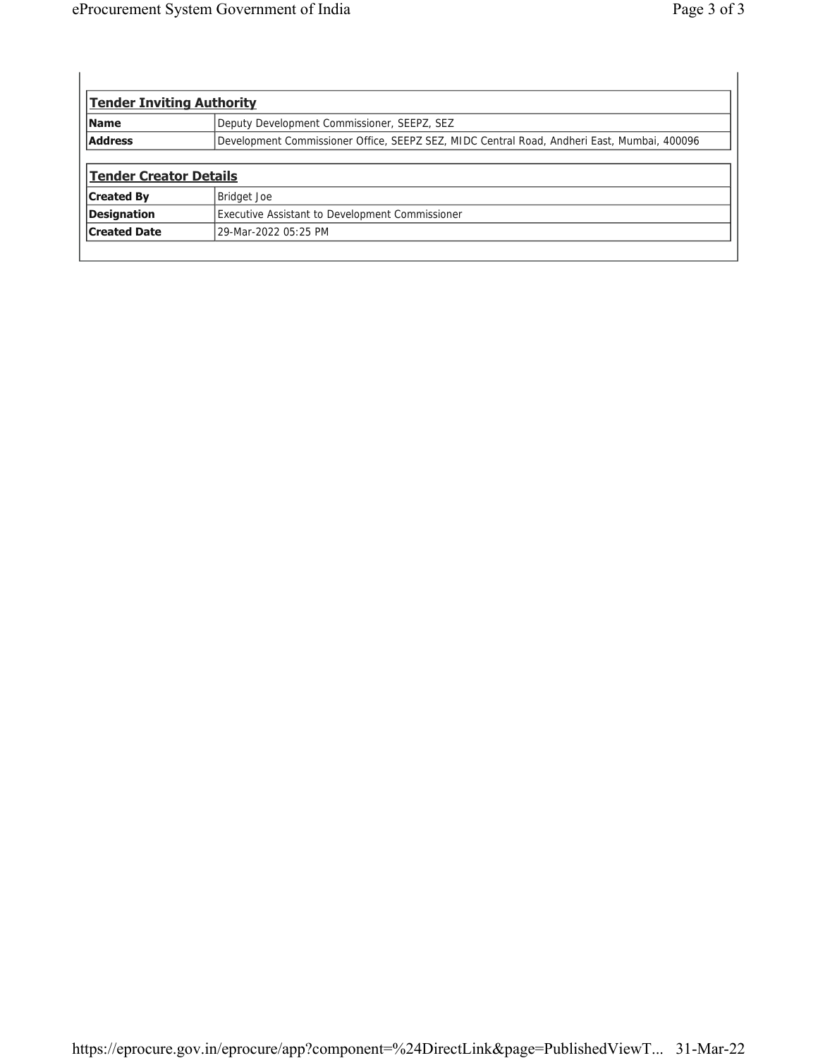| Tender Inviting Authority | |
|---|---|
| **Name** | Deputy Development Commissioner, SEEPZ, SEZ |
| **Address** | Development Commissioner Office, SEEPZ SEZ, MIDC Central Road, Andheri East, Mumbai, 400096 |

| Tender Creator Details | |
|---|---|
| **Created By** | Bridget Joe |
| **Designation** | Executive Assistant to Development Commissioner |
| **Created Date** | 29-Mar-2022 05:25 PM |